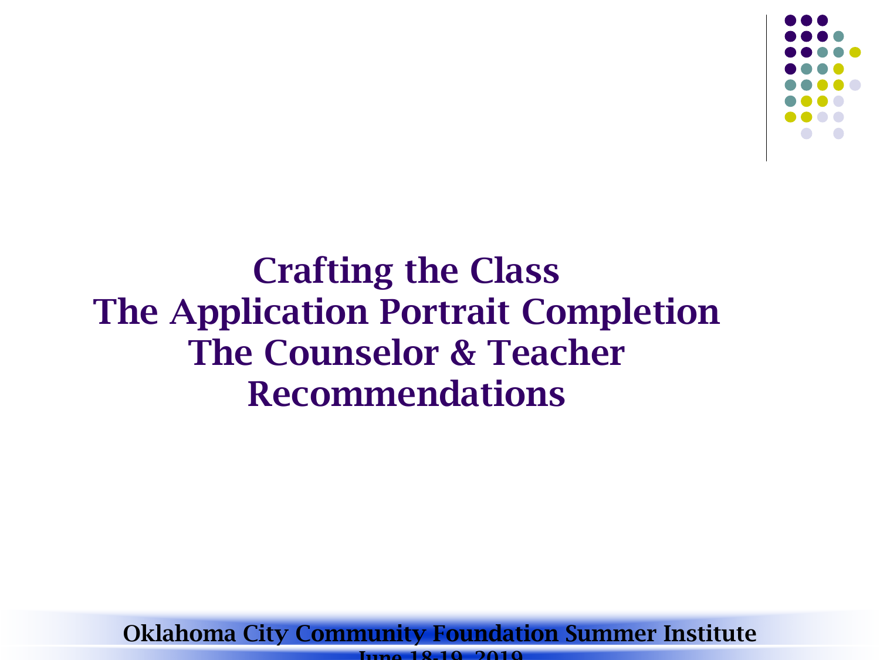# Crafting the Class
# The Application Portrait Completion
# The Counselor & Teacher Recommendations

**Oklahoma City Community Foundation Summer Institute**

**June 18-19, 2019**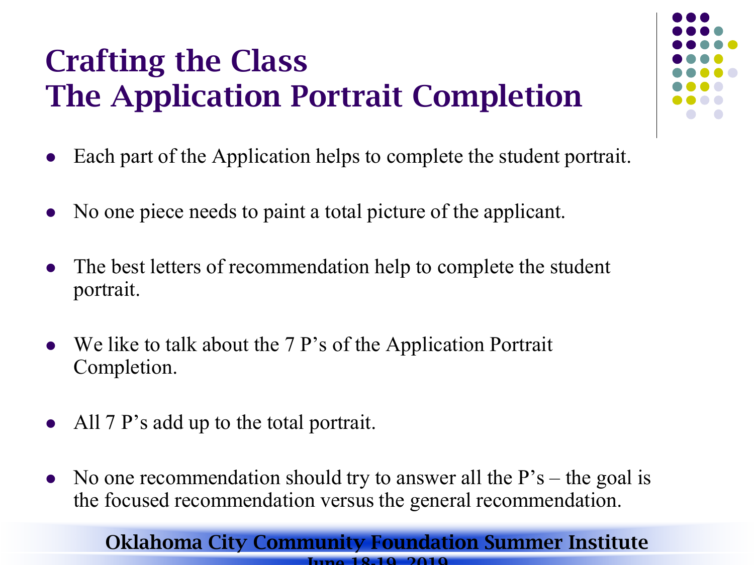# Crafting the Class
# The Application Portrait Completion

- Each part of the Application helps to complete the student portrait.
- No one piece needs to paint a total picture of the applicant.
- The best letters of recommendation help to complete the student portrait.
- We like to talk about the 7 P's of the Application Portrait Completion.
- All 7 P's add up to the total portrait.
- No one recommendation should try to answer all the P's – the goal is the focused recommendation versus the general recommendation.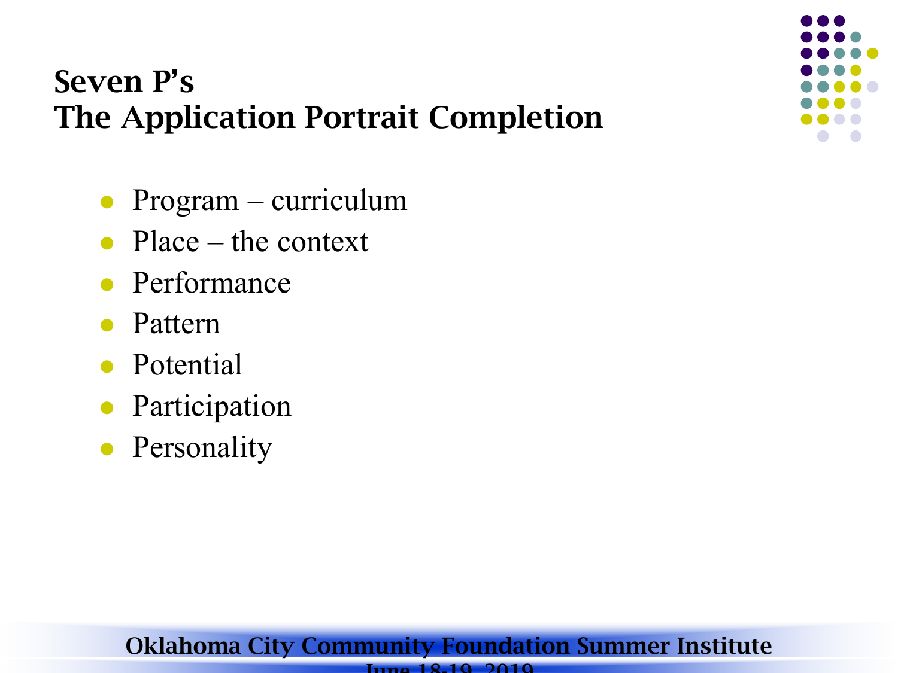## Seven P's
## The Application Portrait Completion

- Program – curriculum
- Place – the context
- Performance
- Pattern
- Potential
- Participation
- Personality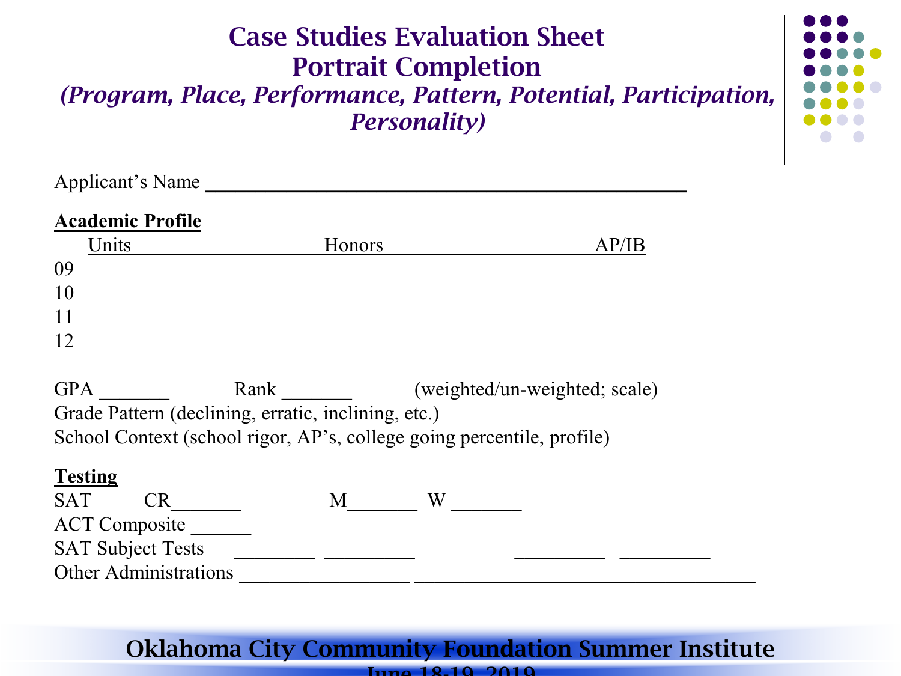# Case Studies Evaluation Sheet
# Portrait Completion
### *(Program, Place, Performance, Pattern, Potential, Participation, Personality)*

Applicant's Name ______________________________________________

**Academic Profile**

| | Units | Honors | AP/IB |
|---|---|---|---|
| 09 | | | |
| 10 | | | |
| 11 | | | |
| 12 | | | |

GPA _______ Rank _______ (weighted/un-weighted; scale)

Grade Pattern (declining, erratic, inclining, etc.)

School Context (school rigor, AP's, college going percentile, profile)

**Testing**

SAT CR_______ M_______ W _______

ACT Composite ______

SAT Subject Tests ________ _________ _________ _________

Other Administrations _________________ __________________________________

Oklahoma City Community Foundation Summer Institute

June 18-19, 2019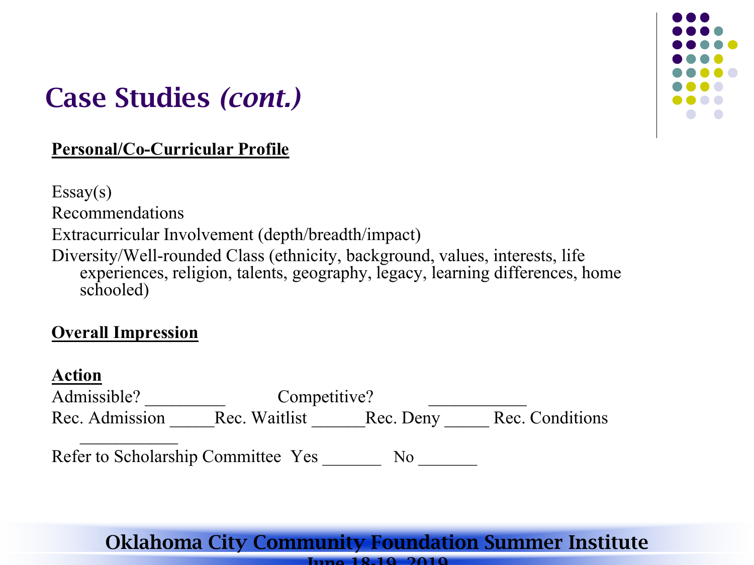# Case Studies *(cont.)*

**Personal/Co-Curricular Profile**

Essay(s)

Recommendations

Extracurricular Involvement (depth/breadth/impact)

Diversity/Well-rounded Class (ethnicity, background, values, interests, life experiences, religion, talents, geography, legacy, learning differences, home schooled)

**Overall Impression**

**Action**

Admissible? _________ Competitive? ___________

Rec. Admission _____Rec. Waitlist ______Rec. Deny _____ Rec. Conditions ___________

Refer to Scholarship Committee Yes _______ No _______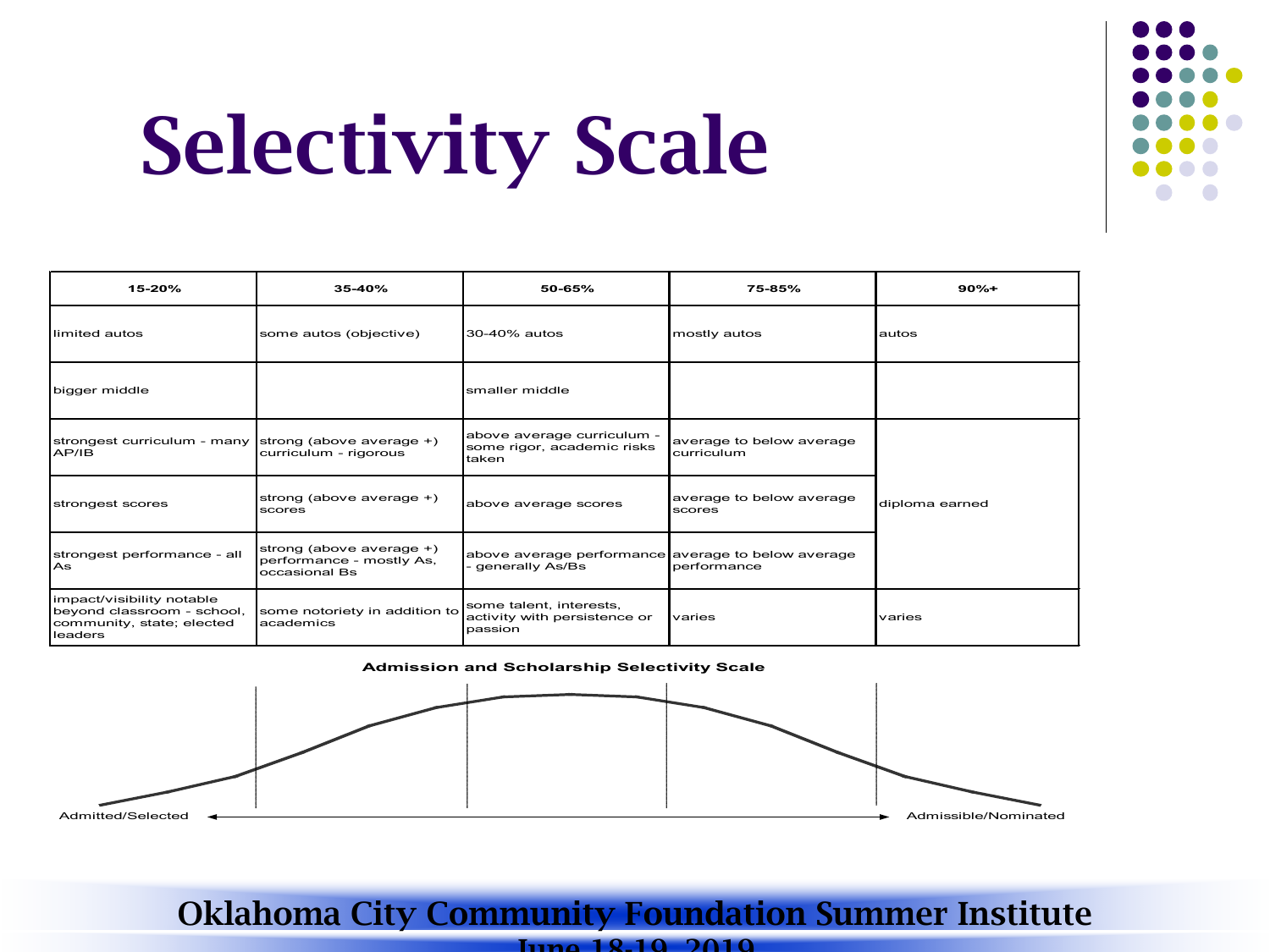# Selectivity Scale

| 15-20% | 35-40% | 50-65% | 75-85% | 90%+ |
|---|---|---|---|---|
| limited autos | some autos (objective) | 30-40% autos | mostly autos | autos |
| bigger middle | | smaller middle | | |
| strongest curriculum - many AP/IB | strong (above average +) curriculum - rigorous | above average curriculum - some rigor, academic risks taken | average to below average curriculum | diploma earned |
| strongest scores | strong (above average +) scores | above average scores | average to below average scores | |
| strongest performance - all As | strong (above average +) performance - mostly As, occasional Bs | above average performance - generally As/Bs | average to below average performance | |
| impact/visibility notable beyond classroom - school, community, state; elected leaders | some notoriety in addition to academics | some talent, interests, activity with persistence or passion | varies | varies |

**Admission and Scholarship Selectivity Scale**

Admitted/Selected ←——————→ Admissible/Nominated

Oklahoma City Community Foundation Summer Institute
June 18-19, 2019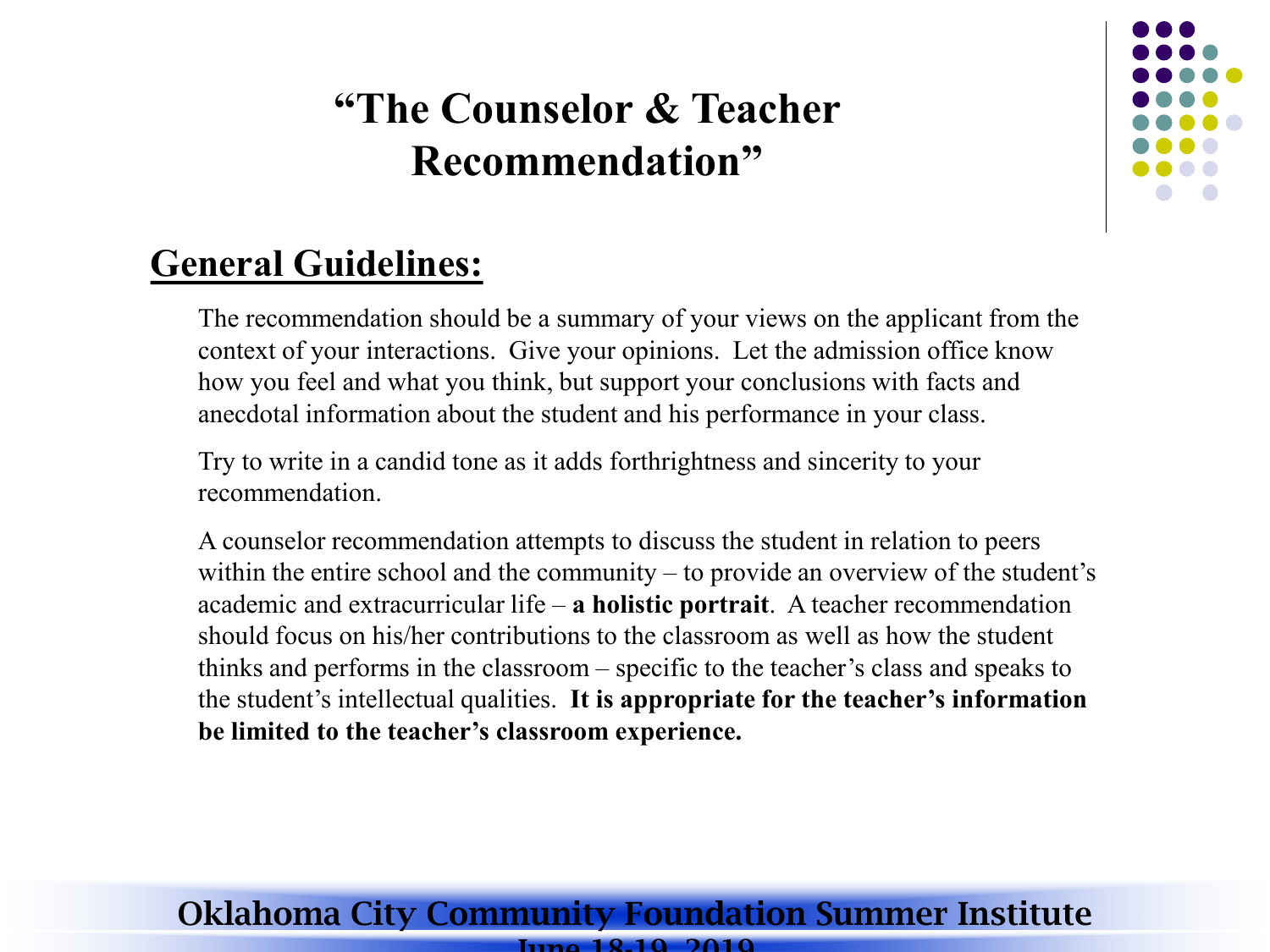# "The Counselor & Teacher Recommendation"

## General Guidelines:

The recommendation should be a summary of your views on the applicant from the context of your interactions. Give your opinions. Let the admission office know how you feel and what you think, but support your conclusions with facts and anecdotal information about the student and his performance in your class.

Try to write in a candid tone as it adds forthrightness and sincerity to your recommendation.

A counselor recommendation attempts to discuss the student in relation to peers within the entire school and the community – to provide an overview of the student's academic and extracurricular life – **a holistic portrait**. A teacher recommendation should focus on his/her contributions to the classroom as well as how the student thinks and performs in the classroom – specific to the teacher's class and speaks to the student's intellectual qualities. **It is appropriate for the teacher's information be limited to the teacher's classroom experience.**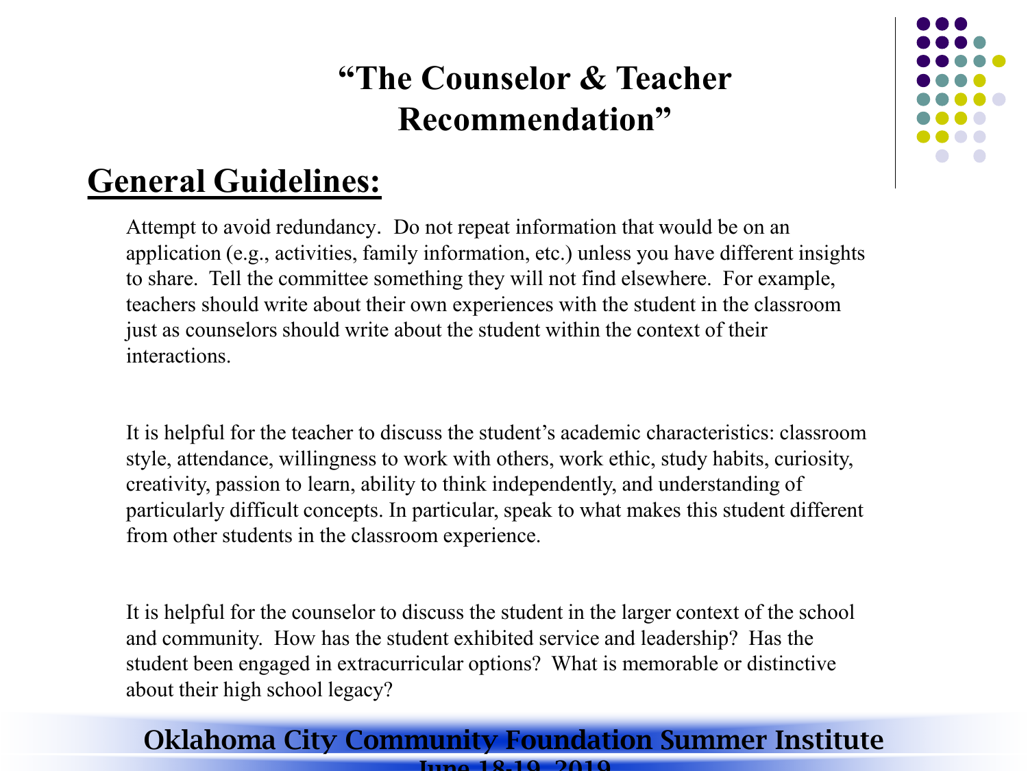# "The Counselor & Teacher Recommendation"

## General Guidelines:

Attempt to avoid redundancy. Do not repeat information that would be on an application (e.g., activities, family information, etc.) unless you have different insights to share. Tell the committee something they will not find elsewhere. For example, teachers should write about their own experiences with the student in the classroom just as counselors should write about the student within the context of their interactions.

It is helpful for the teacher to discuss the student's academic characteristics: classroom style, attendance, willingness to work with others, work ethic, study habits, curiosity, creativity, passion to learn, ability to think independently, and understanding of particularly difficult concepts. In particular, speak to what makes this student different from other students in the classroom experience.

It is helpful for the counselor to discuss the student in the larger context of the school and community. How has the student exhibited service and leadership? Has the student been engaged in extracurricular options? What is memorable or distinctive about their high school legacy?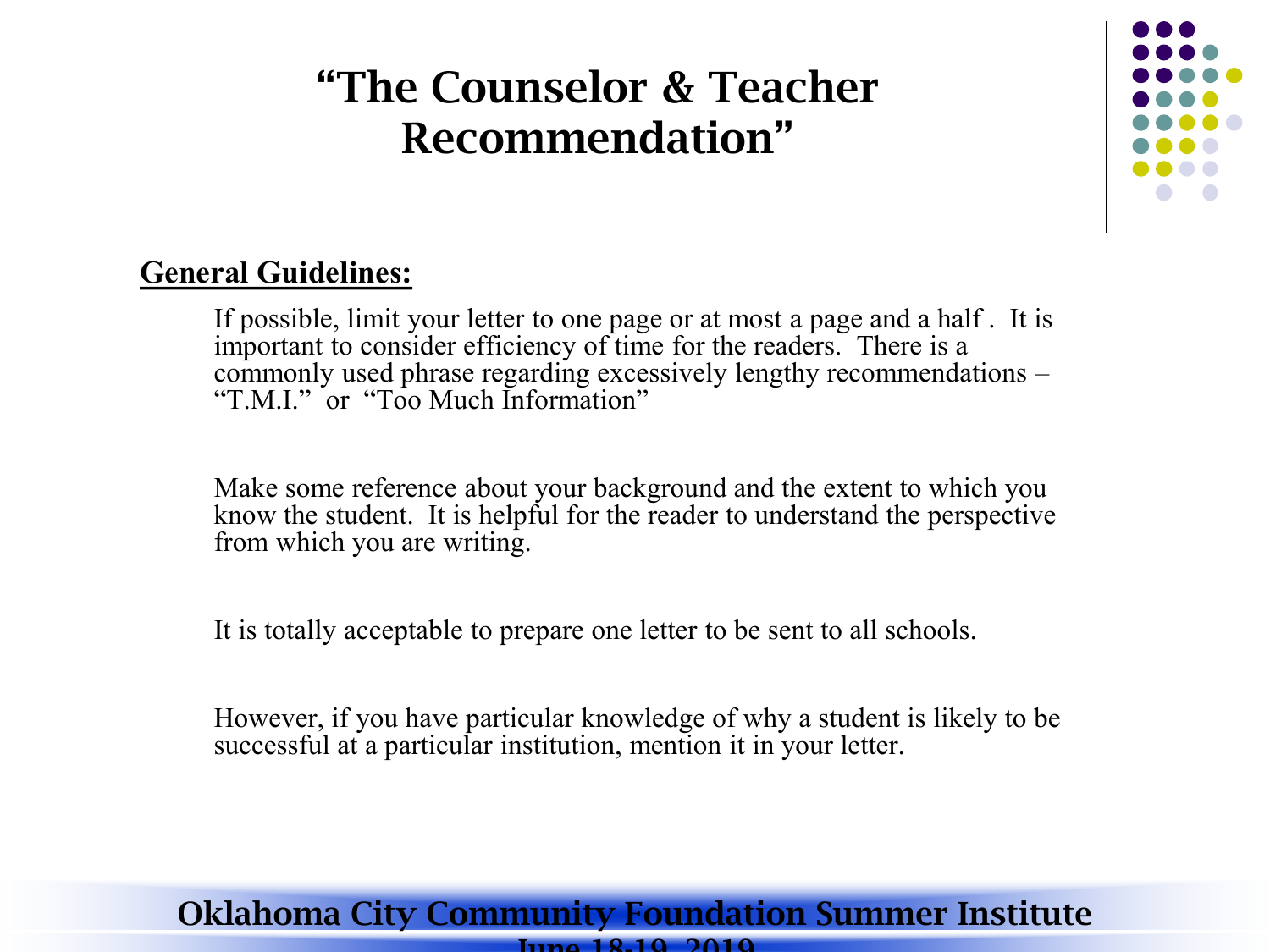# "The Counselor & Teacher Recommendation"

**General Guidelines:**

If possible, limit your letter to one page or at most a page and a half . It is important to consider efficiency of time for the readers. There is a commonly used phrase regarding excessively lengthy recommendations – "T.M.I." or "Too Much Information"

Make some reference about your background and the extent to which you know the student. It is helpful for the reader to understand the perspective from which you are writing.

It is totally acceptable to prepare one letter to be sent to all schools.

However, if you have particular knowledge of why a student is likely to be successful at a particular institution, mention it in your letter.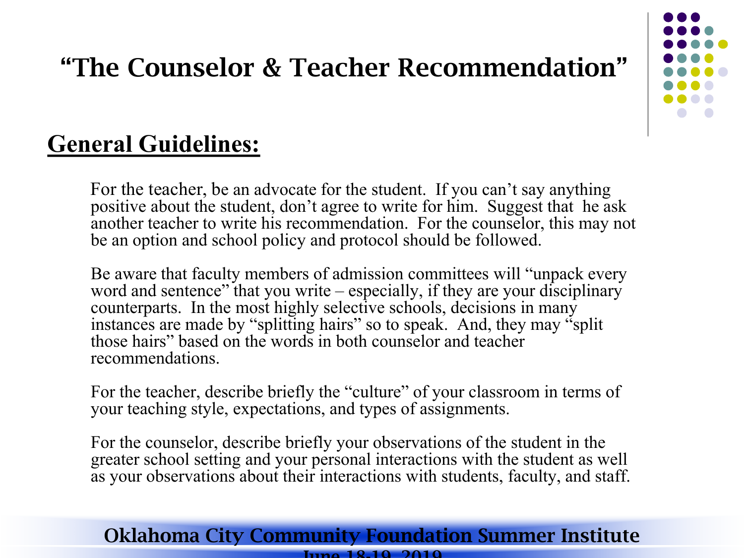# “The Counselor & Teacher Recommendation”

## General Guidelines:

For the teacher, be an advocate for the student. If you can’t say anything positive about the student, don’t agree to write for him. Suggest that he ask another teacher to write his recommendation. For the counselor, this may not be an option and school policy and protocol should be followed.

Be aware that faculty members of admission committees will “unpack every word and sentence” that you write – especially, if they are your disciplinary counterparts. In the most highly selective schools, decisions in many instances are made by “splitting hairs” so to speak. And, they may “split those hairs” based on the words in both counselor and teacher recommendations.

For the teacher, describe briefly the “culture” of your classroom in terms of your teaching style, expectations, and types of assignments.

For the counselor, describe briefly your observations of the student in the greater school setting and your personal interactions with the student as well as your observations about their interactions with students, faculty, and staff.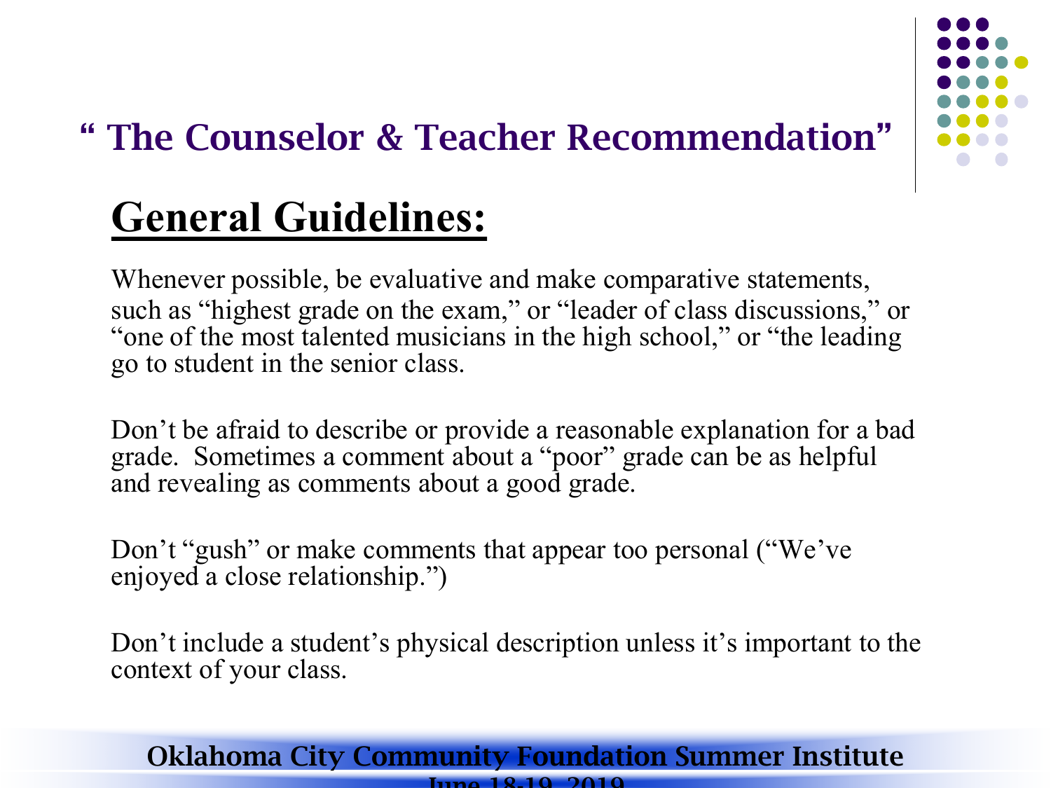# “ The Counselor & Teacher Recommendation”

## General Guidelines:

Whenever possible, be evaluative and make comparative statements, such as “highest grade on the exam,” or “leader of class discussions,” or “one of the most talented musicians in the high school,” or “the leading go to student in the senior class.

Don’t be afraid to describe or provide a reasonable explanation for a bad grade. Sometimes a comment about a “poor” grade can be as helpful and revealing as comments about a good grade.

Don’t “gush” or make comments that appear too personal (“We’ve enjoyed a close relationship.”)

Don’t include a student’s physical description unless it’s important to the context of your class.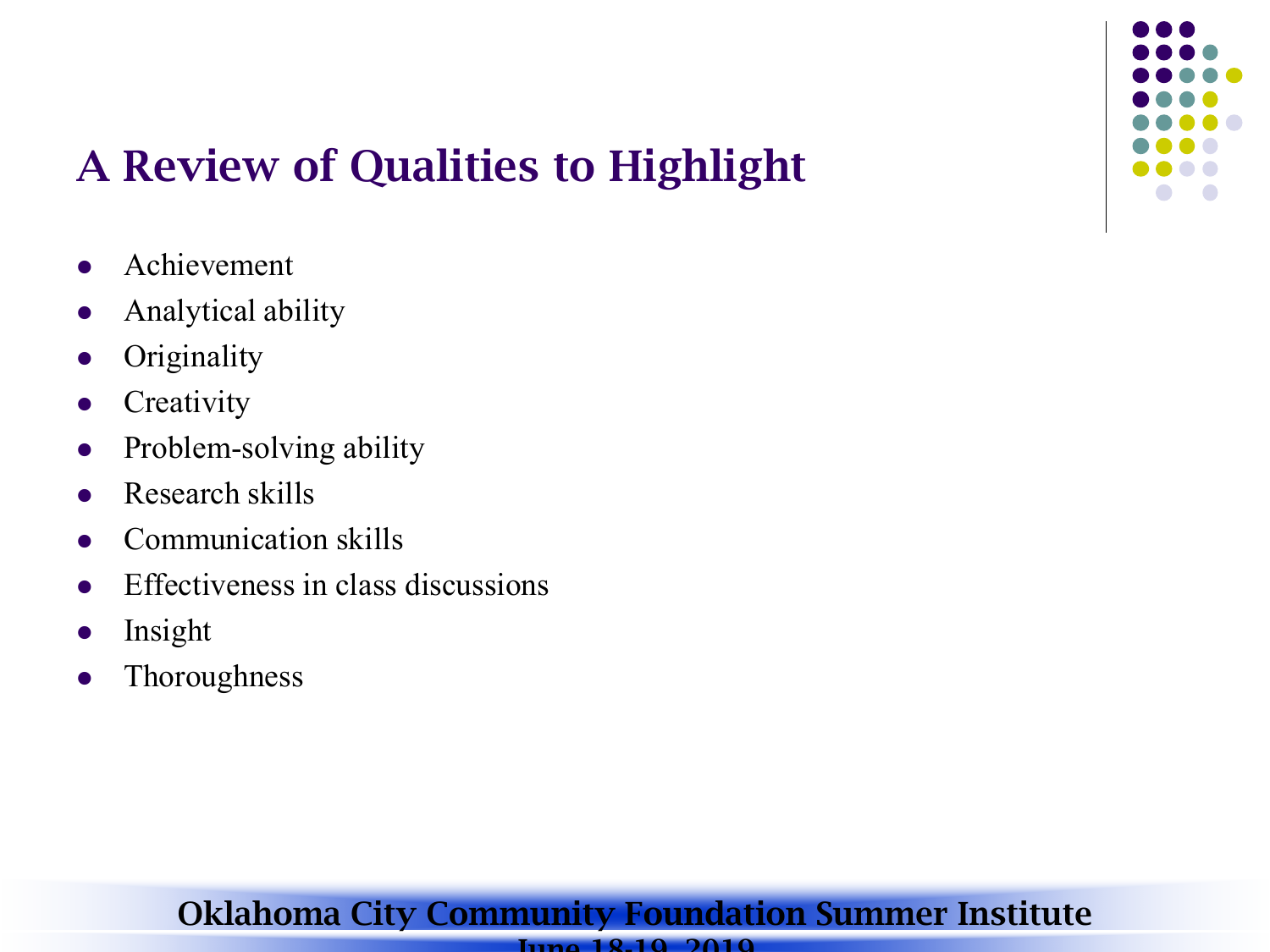# A Review of Qualities to Highlight

- Achievement
- Analytical ability
- Originality
- Creativity
- Problem-solving ability
- Research skills
- Communication skills
- Effectiveness in class discussions
- Insight
- Thoroughness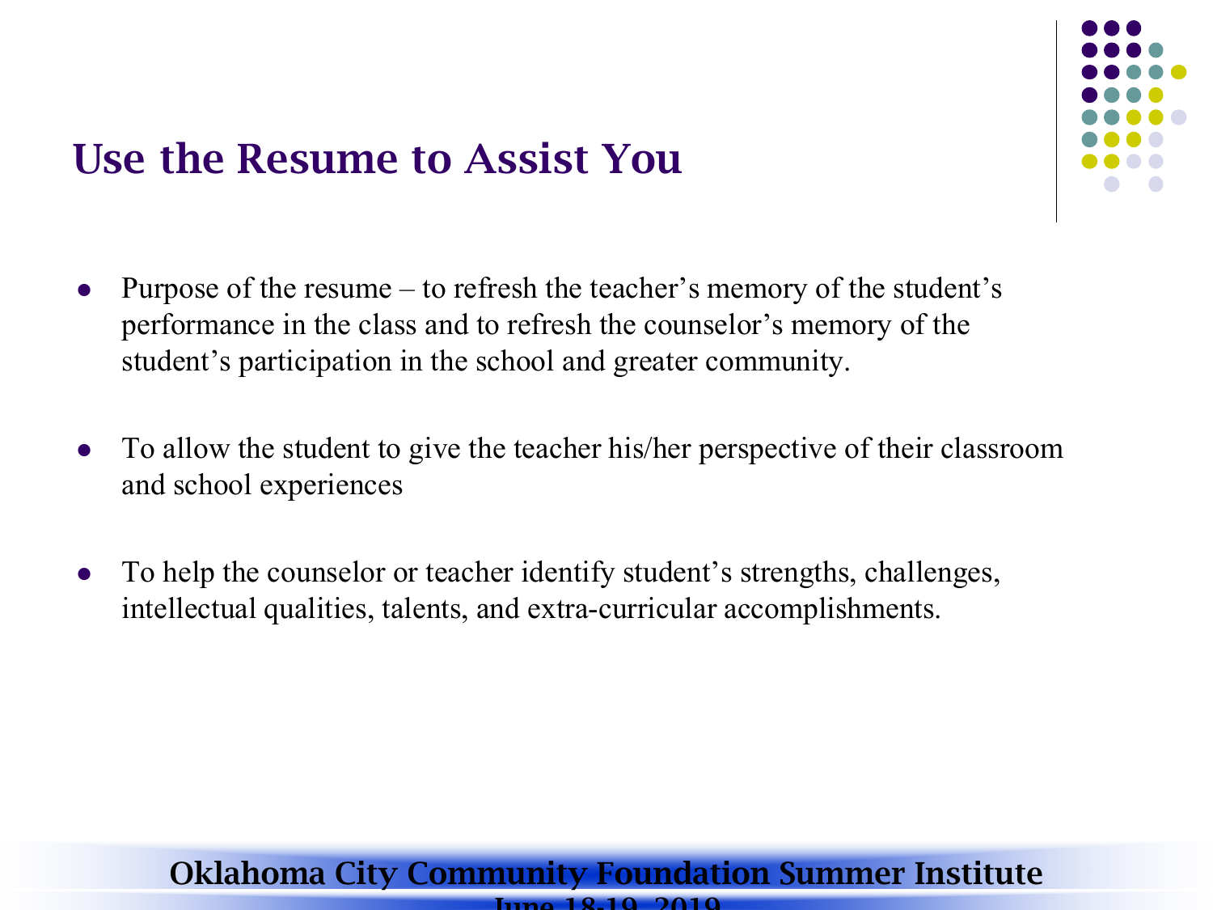# Use the Resume to Assist You

- Purpose of the resume – to refresh the teacher's memory of the student's performance in the class and to refresh the counselor's memory of the student's participation in the school and greater community.
- To allow the student to give the teacher his/her perspective of their classroom and school experiences
- To help the counselor or teacher identify student's strengths, challenges, intellectual qualities, talents, and extra-curricular accomplishments.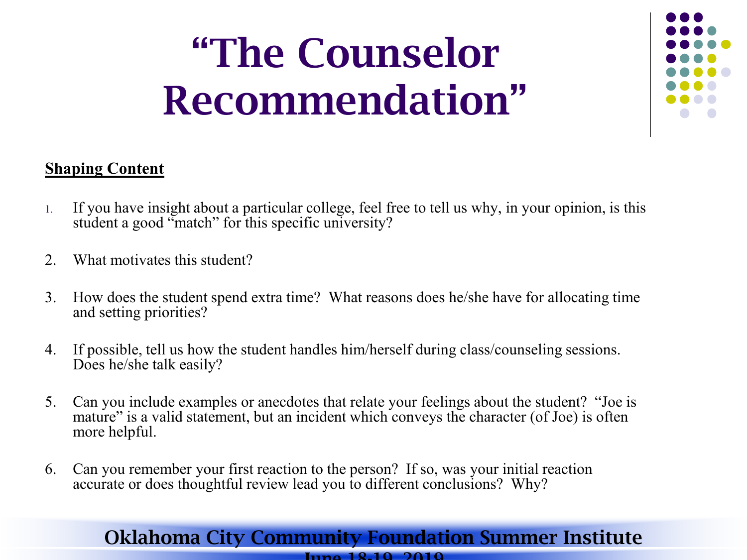# "The Counselor Recommendation"

**Shaping Content**

1. If you have insight about a particular college, feel free to tell us why, in your opinion, is this student a good "match" for this specific university?

2. What motivates this student?

3. How does the student spend extra time? What reasons does he/she have for allocating time and setting priorities?

4. If possible, tell us how the student handles him/herself during class/counseling sessions. Does he/she talk easily?

5. Can you include examples or anecdotes that relate your feelings about the student? "Joe is mature" is a valid statement, but an incident which conveys the character (of Joe) is often more helpful.

6. Can you remember your first reaction to the person? If so, was your initial reaction accurate or does thoughtful review lead you to different conclusions? Why?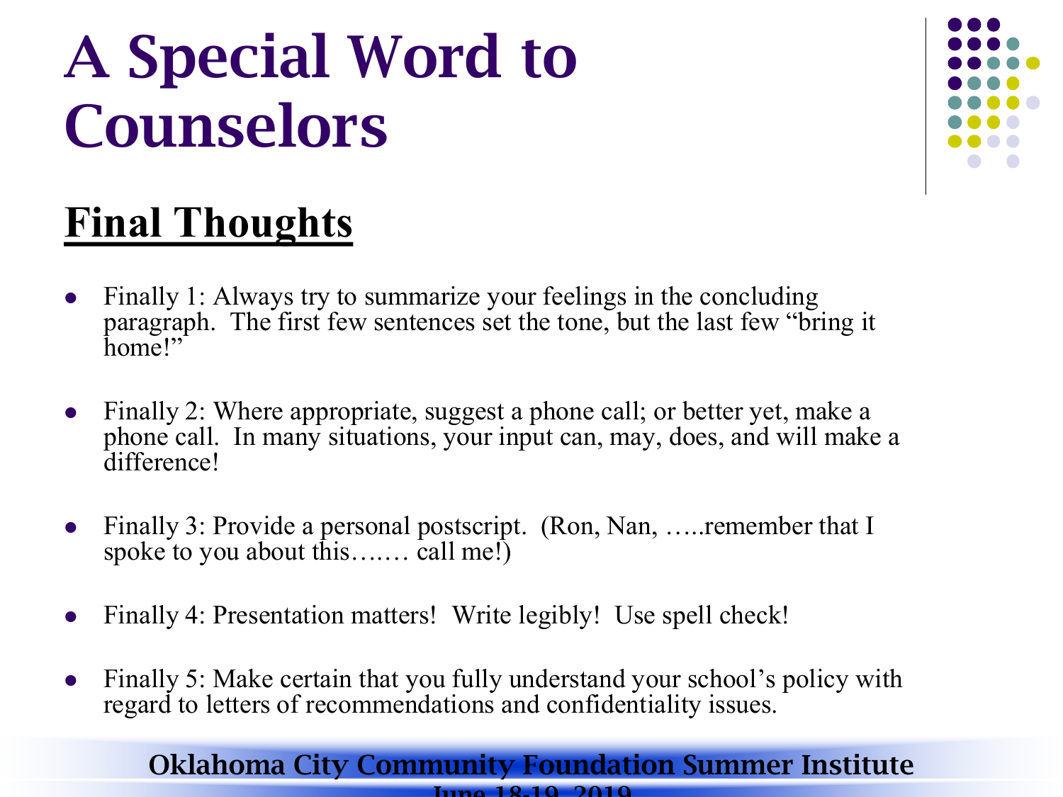# A Special Word to Counselors

## Final Thoughts

- Finally 1: Always try to summarize your feelings in the concluding paragraph. The first few sentences set the tone, but the last few "bring it home!"
- Finally 2: Where appropriate, suggest a phone call; or better yet, make a phone call. In many situations, your input can, may, does, and will make a difference!
- Finally 3: Provide a personal postscript. (Ron, Nan, …..remember that I spoke to you about this….… call me!)
- Finally 4: Presentation matters! Write legibly! Use spell check!
- Finally 5: Make certain that you fully understand your school's policy with regard to letters of recommendations and confidentiality issues.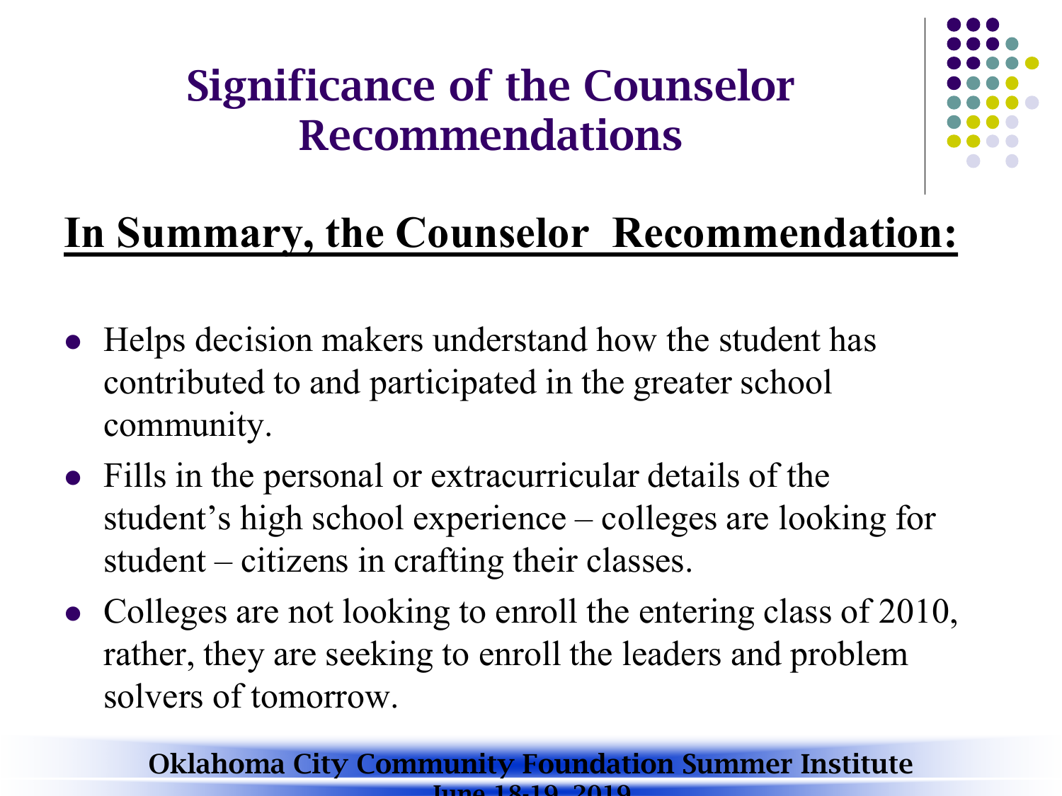# Significance of the Counselor Recommendations

**In Summary, the Counselor Recommendation:**

- Helps decision makers understand how the student has contributed to and participated in the greater school community.
- Fills in the personal or extracurricular details of the student's high school experience – colleges are looking for student – citizens in crafting their classes.
- Colleges are not looking to enroll the entering class of 2010, rather, they are seeking to enroll the leaders and problem solvers of tomorrow.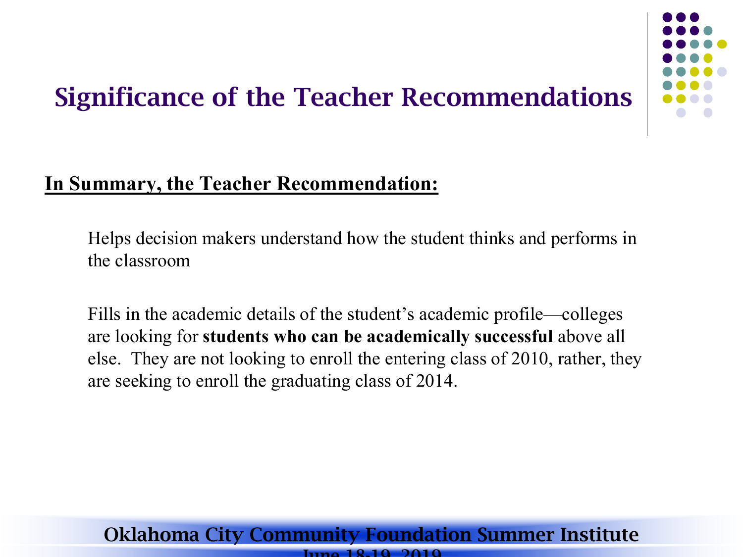# Significance of the Teacher Recommendations

**In Summary, the Teacher Recommendation:**

Helps decision makers understand how the student thinks and performs in the classroom

Fills in the academic details of the student's academic profile—colleges are looking for **students who can be academically successful** above all else. They are not looking to enroll the entering class of 2010, rather, they are seeking to enroll the graduating class of 2014.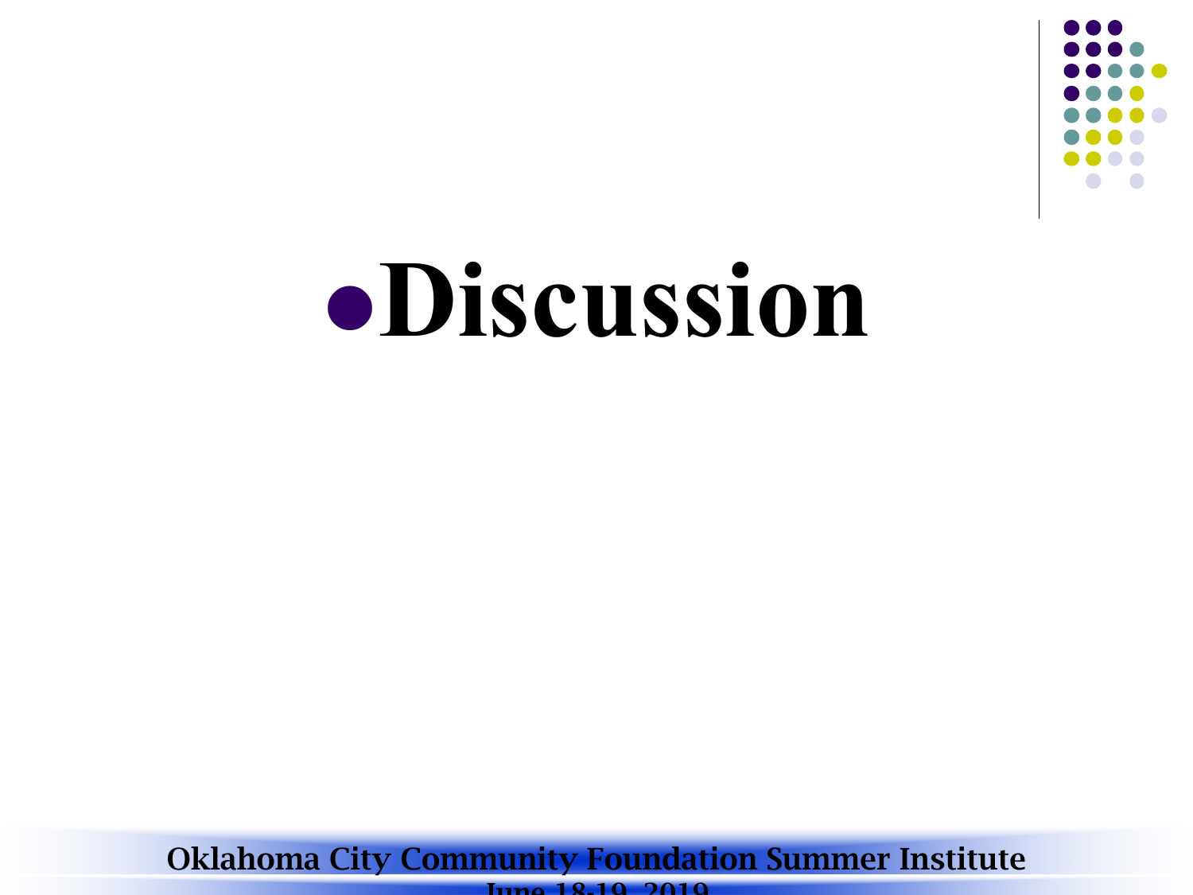- **Discussion**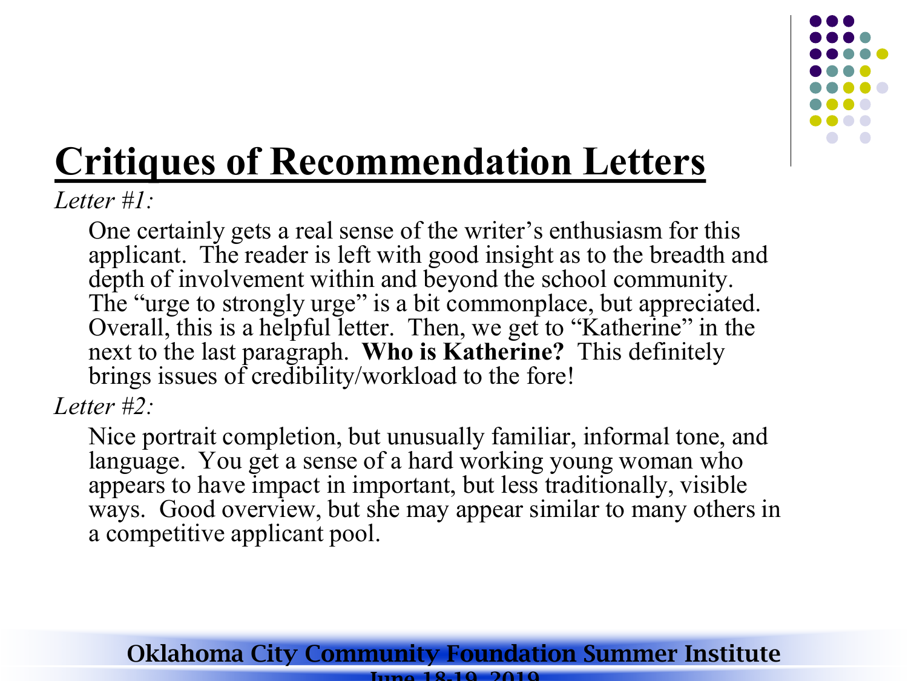# Critiques of Recommendation Letters

*Letter #1:*

One certainly gets a real sense of the writer's enthusiasm for this applicant. The reader is left with good insight as to the breadth and depth of involvement within and beyond the school community. The "urge to strongly urge" is a bit commonplace, but appreciated. Overall, this is a helpful letter. Then, we get to "Katherine" in the next to the last paragraph. **Who is Katherine?** This definitely brings issues of credibility/workload to the fore!

*Letter #2:*

Nice portrait completion, but unusually familiar, informal tone, and language. You get a sense of a hard working young woman who appears to have impact in important, but less traditionally, visible ways. Good overview, but she may appear similar to many others in a competitive applicant pool.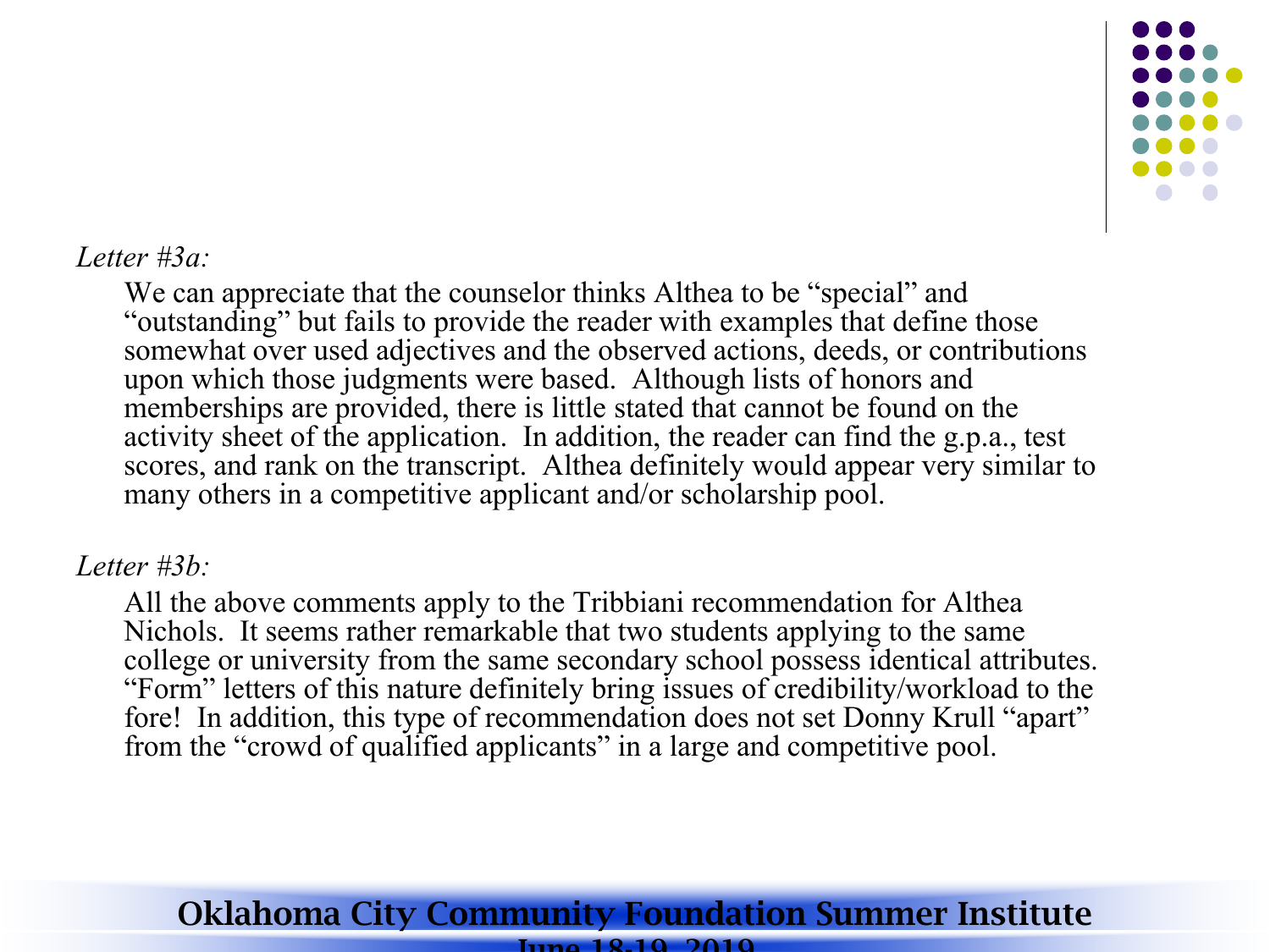*Letter #3a:*

We can appreciate that the counselor thinks Althea to be "special" and "outstanding" but fails to provide the reader with examples that define those somewhat over used adjectives and the observed actions, deeds, or contributions upon which those judgments were based. Although lists of honors and memberships are provided, there is little stated that cannot be found on the activity sheet of the application. In addition, the reader can find the g.p.a., test scores, and rank on the transcript. Althea definitely would appear very similar to many others in a competitive applicant and/or scholarship pool.

*Letter #3b:*

All the above comments apply to the Tribbiani recommendation for Althea Nichols. It seems rather remarkable that two students applying to the same college or university from the same secondary school possess identical attributes. "Form" letters of this nature definitely bring issues of credibility/workload to the fore! In addition, this type of recommendation does not set Donny Krull "apart" from the "crowd of qualified applicants" in a large and competitive pool.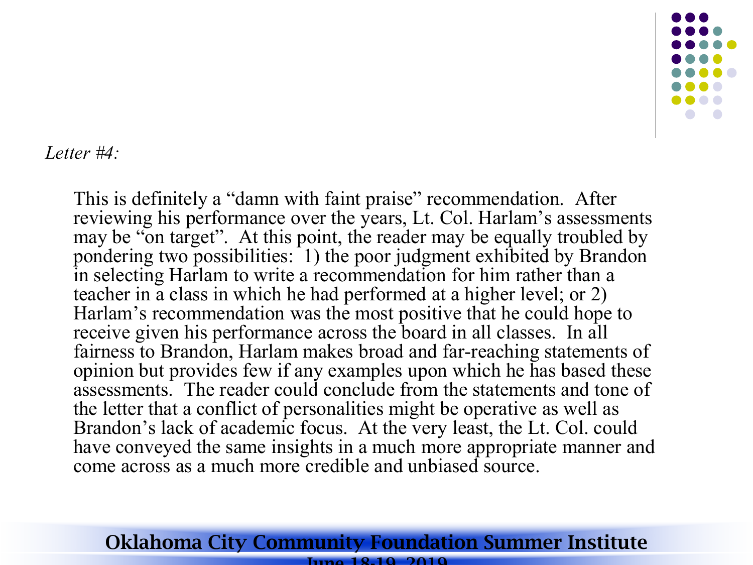*Letter #4:*

This is definitely a "damn with faint praise" recommendation. After reviewing his performance over the years, Lt. Col. Harlam's assessments may be "on target". At this point, the reader may be equally troubled by pondering two possibilities: 1) the poor judgment exhibited by Brandon in selecting Harlam to write a recommendation for him rather than a teacher in a class in which he had performed at a higher level; or 2) Harlam's recommendation was the most positive that he could hope to receive given his performance across the board in all classes. In all fairness to Brandon, Harlam makes broad and far-reaching statements of opinion but provides few if any examples upon which he has based these assessments. The reader could conclude from the statements and tone of the letter that a conflict of personalities might be operative as well as Brandon's lack of academic focus. At the very least, the Lt. Col. could have conveyed the same insights in a much more appropriate manner and come across as a much more credible and unbiased source.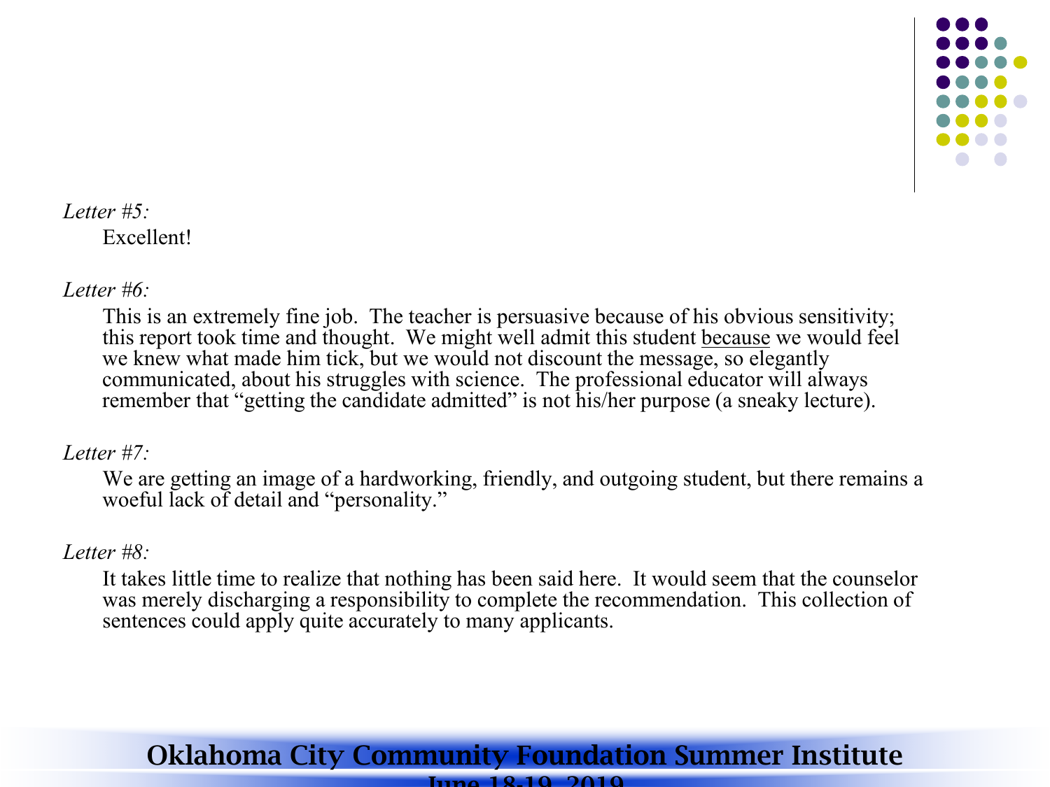*Letter #5:*

Excellent!

*Letter #6:*

This is an extremely fine job.  The teacher is persuasive because of his obvious sensitivity; this report took time and thought.  We might well admit this student <u>because</u> we would feel we knew what made him tick, but we would not discount the message, so elegantly communicated, about his struggles with science.  The professional educator will always remember that "getting the candidate admitted" is not his/her purpose (a sneaky lecture).

*Letter #7:*

We are getting an image of a hardworking, friendly, and outgoing student, but there remains a woeful lack of detail and "personality."

*Letter #8:*

It takes little time to realize that nothing has been said here.  It would seem that the counselor was merely discharging a responsibility to complete the recommendation.  This collection of sentences could apply quite accurately to many applicants.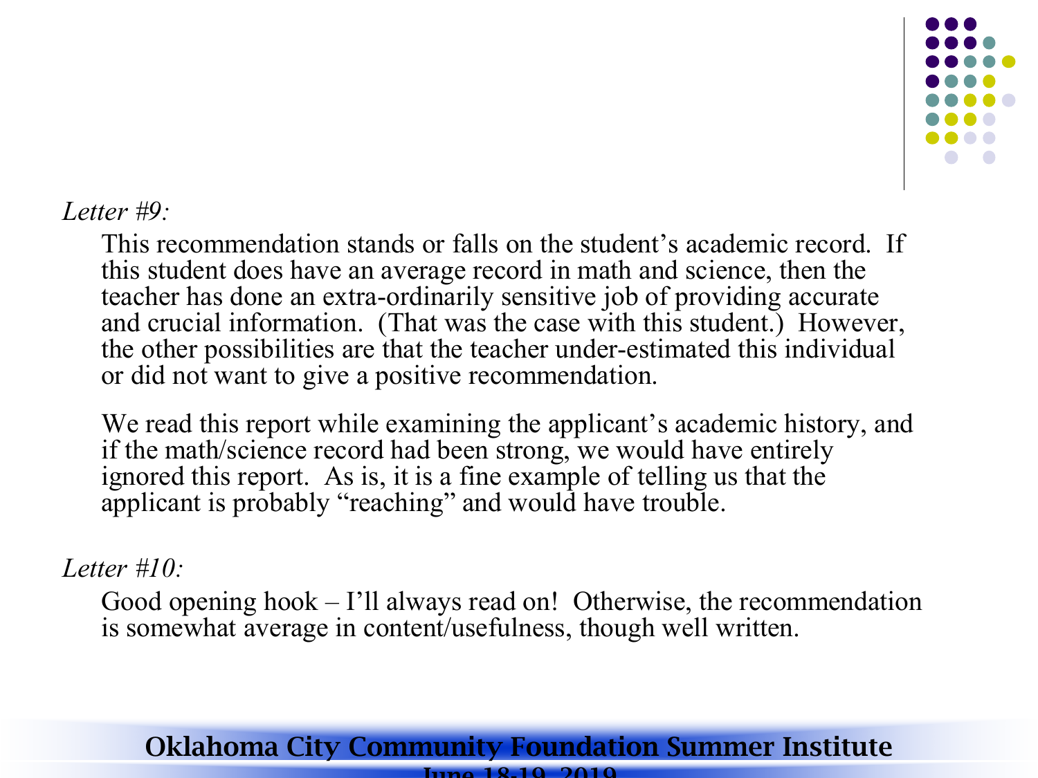*Letter #9:*

This recommendation stands or falls on the student's academic record. If this student does have an average record in math and science, then the teacher has done an extra-ordinarily sensitive job of providing accurate and crucial information. (That was the case with this student.) However, the other possibilities are that the teacher under-estimated this individual or did not want to give a positive recommendation.

We read this report while examining the applicant's academic history, and if the math/science record had been strong, we would have entirely ignored this report. As is, it is a fine example of telling us that the applicant is probably "reaching" and would have trouble.

*Letter #10:*

Good opening hook – I'll always read on! Otherwise, the recommendation is somewhat average in content/usefulness, though well written.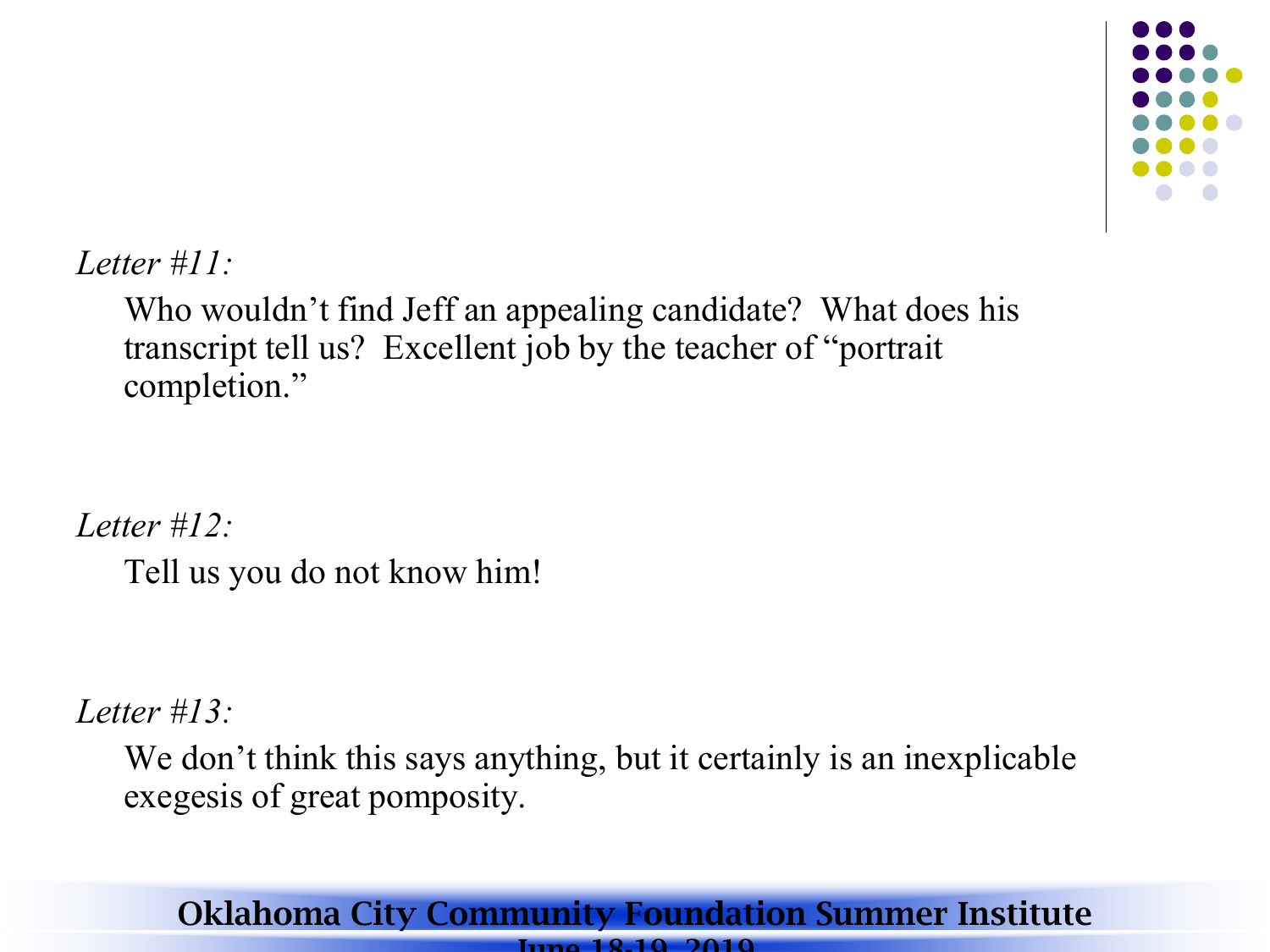*Letter #11:*

Who wouldn't find Jeff an appealing candidate? What does his transcript tell us? Excellent job by the teacher of "portrait completion."

*Letter #12:*

Tell us you do not know him!

*Letter #13:*

We don't think this says anything, but it certainly is an inexplicable exegesis of great pomposity.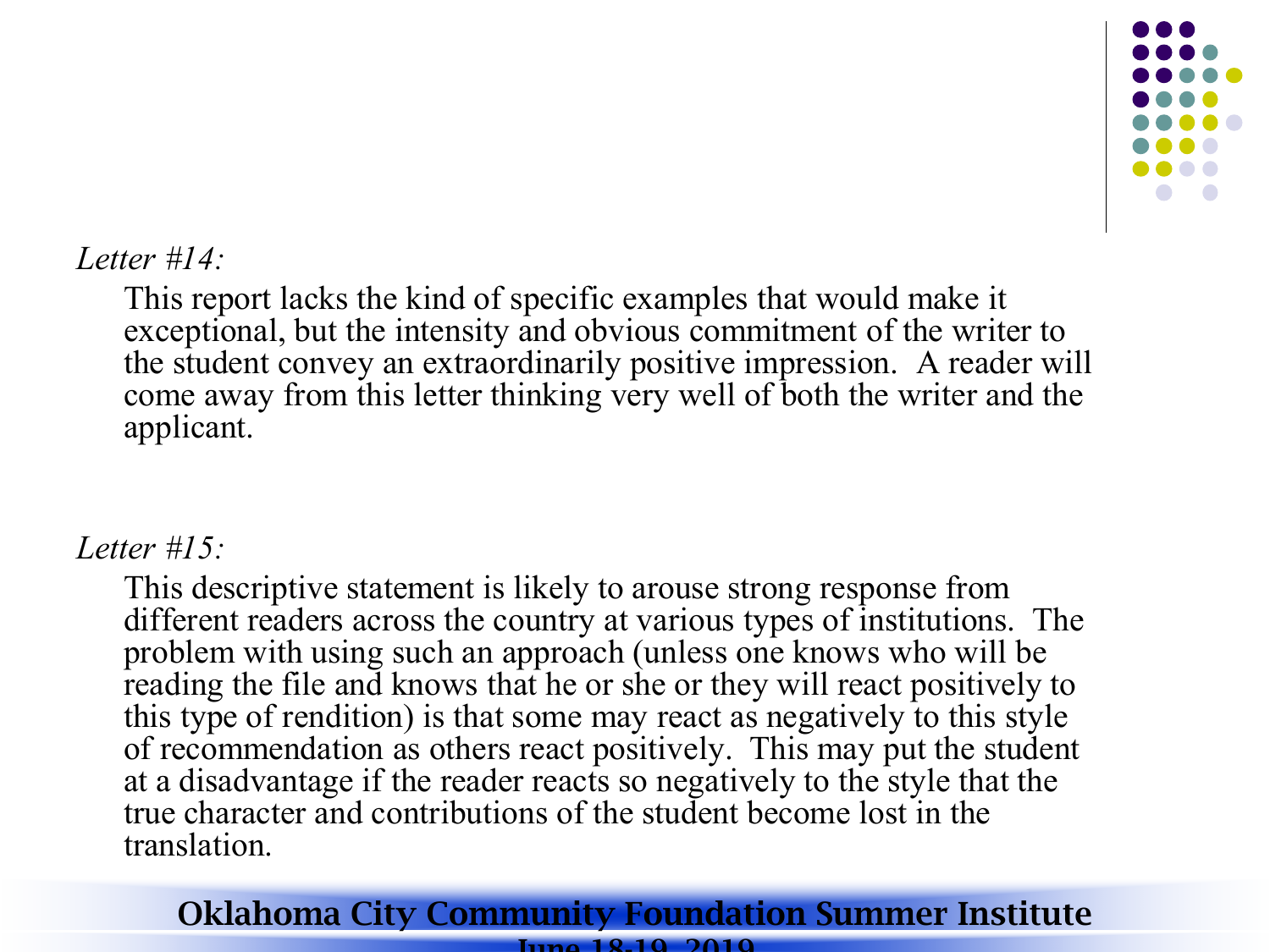*Letter #14:*

This report lacks the kind of specific examples that would make it exceptional, but the intensity and obvious commitment of the writer to the student convey an extraordinarily positive impression. A reader will come away from this letter thinking very well of both the writer and the applicant.

*Letter #15:*

This descriptive statement is likely to arouse strong response from different readers across the country at various types of institutions. The problem with using such an approach (unless one knows who will be reading the file and knows that he or she or they will react positively to this type of rendition) is that some may react as negatively to this style of recommendation as others react positively. This may put the student at a disadvantage if the reader reacts so negatively to the style that the true character and contributions of the student become lost in the translation.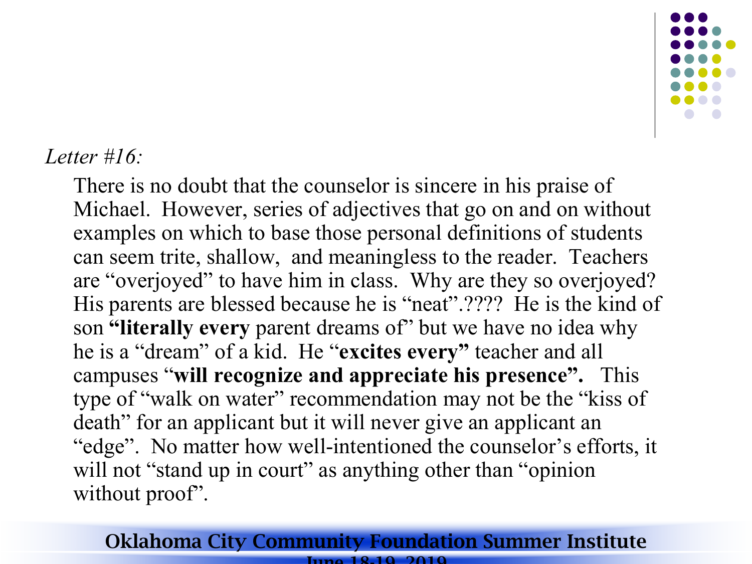*Letter #16:*

There is no doubt that the counselor is sincere in his praise of Michael. However, series of adjectives that go on and on without examples on which to base those personal definitions of students can seem trite, shallow, and meaningless to the reader. Teachers are "overjoyed" to have him in class. Why are they so overjoyed? His parents are blessed because he is "neat".???? He is the kind of son **"literally every** parent dreams of" but we have no idea why he is a "dream" of a kid. He "**excites every"** teacher and all campuses "**will recognize and appreciate his presence".** This type of "walk on water" recommendation may not be the "kiss of death" for an applicant but it will never give an applicant an "edge". No matter how well-intentioned the counselor's efforts, it will not "stand up in court" as anything other than "opinion without proof".